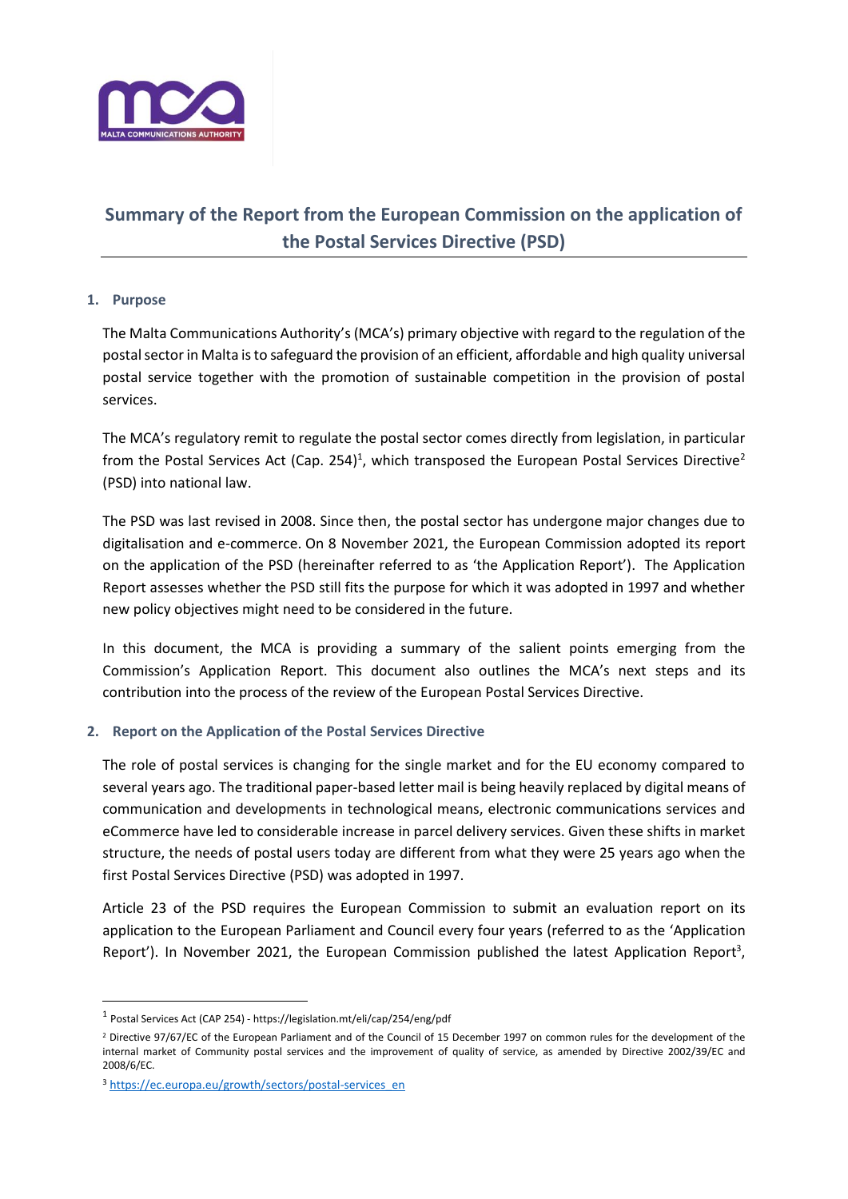# Summary of the Report from the European Commission on the application of the Postal Services Directive (PSD)

## 1. Purpose

The Malta Communications Authority's (MCA's) primary objective with regard to the regulation of the postal sector in Malta is to safeguard the provision of an efficient, affordable and high quality universal postal service together with the promotion of sustainable competition in the provision of postal services.

The MCA's regulatory remit to regulate the postal sector comes directly from legislation, in particular from the Postal Services Act (Cap. 254)[1], which transposed the European Postal Services Directive[2] (PSD) into national law.

The PSD was last revised in 2008. Since then, the postal sector has undergone major changes due to digitalisation and e-commerce. On 8 November 2021, the European Commission adopted its report on the application of the PSD (hereinafter referred to as 'the Application Report'). The Application Report assesses whether the PSD still fits the purpose for which it was adopted in 1997 and whether new policy objectives might need to be considered in the future.

In this document, the MCA is providing a summary of the salient points emerging from the Commission's Application Report. This document also outlines the MCA's next steps and its contribution into the process of the review of the European Postal Services Directive.

## 2. Report on the Application of the Postal Services Directive

The role of postal services is changing for the single market and for the EU economy compared to several years ago. The traditional paper-based letter mail is being heavily replaced by digital means of communication and developments in technological means, electronic communications services and eCommerce have led to considerable increase in parcel delivery services. Given these shifts in market structure, the needs of postal users today are different from what they were 25 years ago when the first Postal Services Directive (PSD) was adopted in 1997.

Article 23 of the PSD requires the European Commission to submit an evaluation report on its application to the European Parliament and Council every four years (referred to as the 'Application Report'). In November 2021, the European Commission published the latest Application Report[3],

---

[1] Postal Services Act (CAP 254) - https://legislation.mt/eli/cap/254/eng/pdf

[2] Directive 97/67/EC of the European Parliament and of the Council of 15 December 1997 on common rules for the development of the internal market of Community postal services and the improvement of quality of service, as amended by Directive 2002/39/EC and 2008/6/EC.

[3] https://ec.europa.eu/growth/sectors/postal-services_en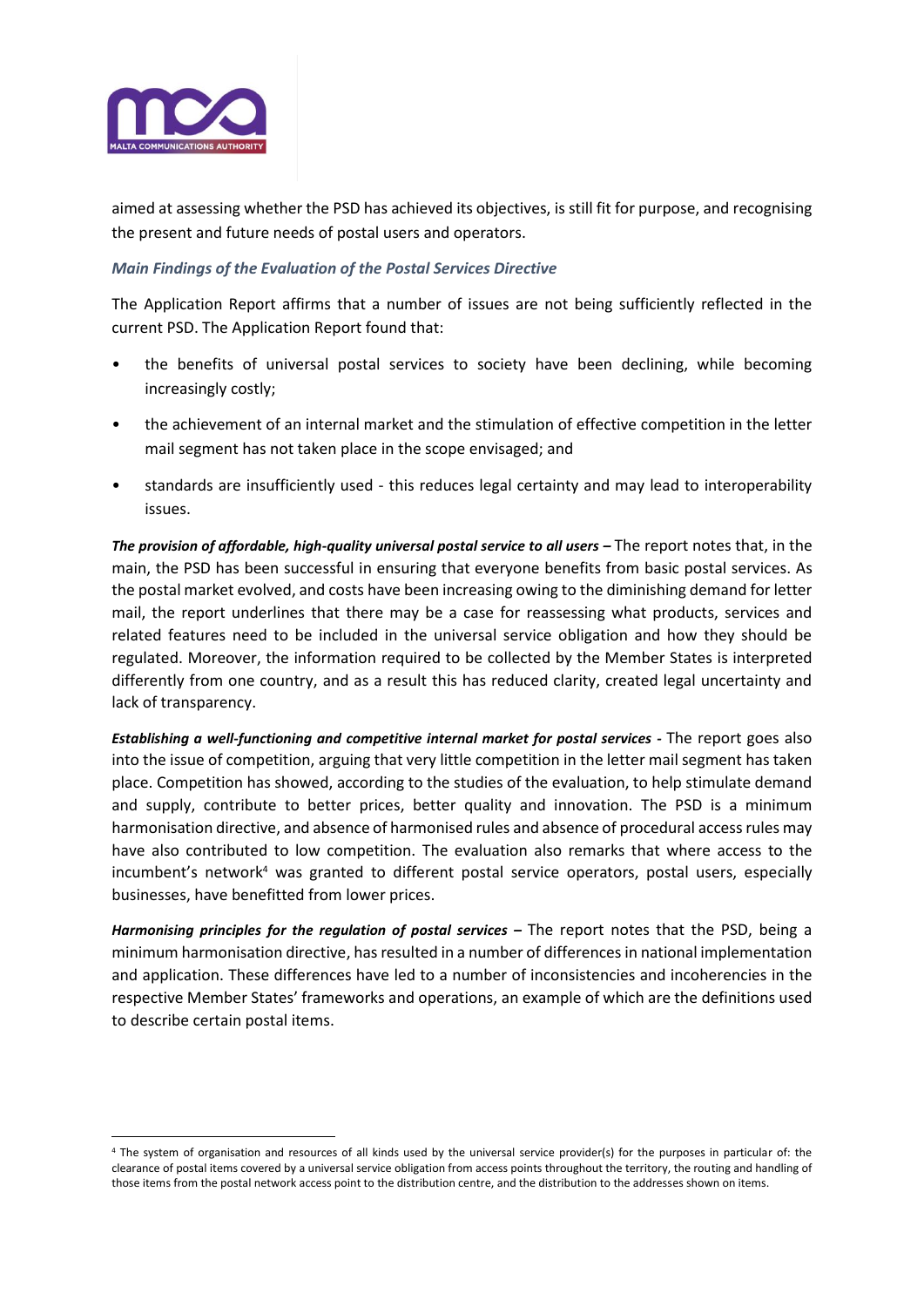aimed at assessing whether the PSD has achieved its objectives, is still fit for purpose, and recognising the present and future needs of postal users and operators.

### *Main Findings of the Evaluation of the Postal Services Directive*

The Application Report affirms that a number of issues are not being sufficiently reflected in the current PSD. The Application Report found that:

- the benefits of universal postal services to society have been declining, while becoming increasingly costly;
- the achievement of an internal market and the stimulation of effective competition in the letter mail segment has not taken place in the scope envisaged; and
- standards are insufficiently used - this reduces legal certainty and may lead to interoperability issues.

***The provision of affordable, high-quality universal postal service to all users –*** The report notes that, in the main, the PSD has been successful in ensuring that everyone benefits from basic postal services. As the postal market evolved, and costs have been increasing owing to the diminishing demand for letter mail, the report underlines that there may be a case for reassessing what products, services and related features need to be included in the universal service obligation and how they should be regulated. Moreover, the information required to be collected by the Member States is interpreted differently from one country, and as a result this has reduced clarity, created legal uncertainty and lack of transparency.

***Establishing a well-functioning and competitive internal market for postal services -*** The report goes also into the issue of competition, arguing that very little competition in the letter mail segment has taken place. Competition has showed, according to the studies of the evaluation, to help stimulate demand and supply, contribute to better prices, better quality and innovation. The PSD is a minimum harmonisation directive, and absence of harmonised rules and absence of procedural access rules may have also contributed to low competition. The evaluation also remarks that where access to the incumbent's network[4] was granted to different postal service operators, postal users, especially businesses, have benefitted from lower prices.

***Harmonising principles for the regulation of postal services –*** The report notes that the PSD, being a minimum harmonisation directive, has resulted in a number of differences in national implementation and application. These differences have led to a number of inconsistencies and incoherencies in the respective Member States' frameworks and operations, an example of which are the definitions used to describe certain postal items.

---

[4] The system of organisation and resources of all kinds used by the universal service provider(s) for the purposes in particular of: the clearance of postal items covered by a universal service obligation from access points throughout the territory, the routing and handling of those items from the postal network access point to the distribution centre, and the distribution to the addresses shown on items.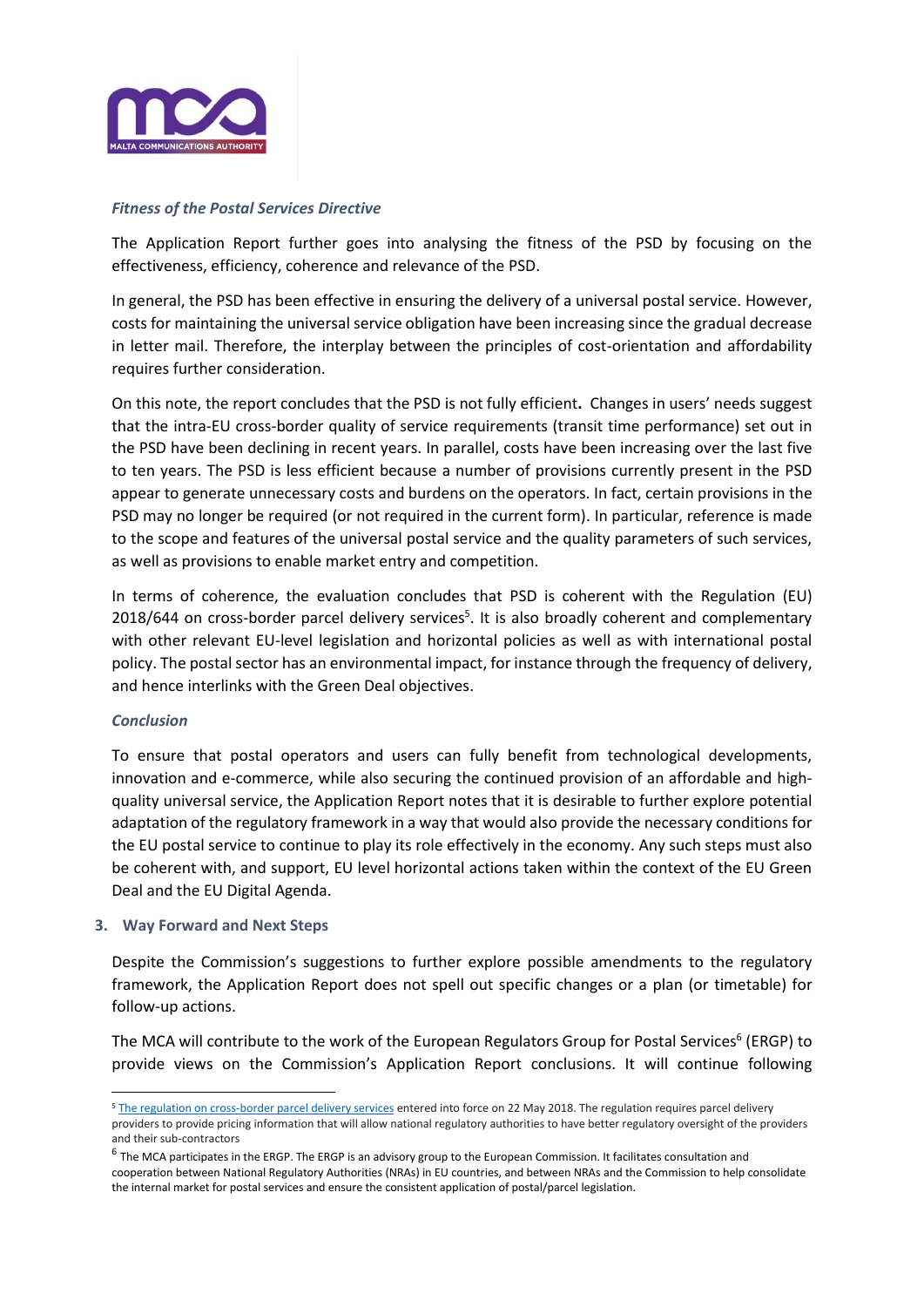*Fitness of the Postal Services Directive*

The Application Report further goes into analysing the fitness of the PSD by focusing on the effectiveness, efficiency, coherence and relevance of the PSD.

In general, the PSD has been effective in ensuring the delivery of a universal postal service. However, costs for maintaining the universal service obligation have been increasing since the gradual decrease in letter mail. Therefore, the interplay between the principles of cost-orientation and affordability requires further consideration.

On this note, the report concludes that the PSD is not fully efficient**.** Changes in users' needs suggest that the intra-EU cross-border quality of service requirements (transit time performance) set out in the PSD have been declining in recent years. In parallel, costs have been increasing over the last five to ten years. The PSD is less efficient because a number of provisions currently present in the PSD appear to generate unnecessary costs and burdens on the operators. In fact, certain provisions in the PSD may no longer be required (or not required in the current form). In particular, reference is made to the scope and features of the universal postal service and the quality parameters of such services, as well as provisions to enable market entry and competition.

In terms of coherence, the evaluation concludes that PSD is coherent with the Regulation (EU) 2018/644 on cross-border parcel delivery services[5]. It is also broadly coherent and complementary with other relevant EU-level legislation and horizontal policies as well as with international postal policy. The postal sector has an environmental impact, for instance through the frequency of delivery, and hence interlinks with the Green Deal objectives.

*Conclusion*

To ensure that postal operators and users can fully benefit from technological developments, innovation and e-commerce, while also securing the continued provision of an affordable and high-quality universal service, the Application Report notes that it is desirable to further explore potential adaptation of the regulatory framework in a way that would also provide the necessary conditions for the EU postal service to continue to play its role effectively in the economy. Any such steps must also be coherent with, and support, EU level horizontal actions taken within the context of the EU Green Deal and the EU Digital Agenda.

## 3. Way Forward and Next Steps

Despite the Commission's suggestions to further explore possible amendments to the regulatory framework, the Application Report does not spell out specific changes or a plan (or timetable) for follow-up actions.

The MCA will contribute to the work of the European Regulators Group for Postal Services[6] (ERGP) to provide views on the Commission's Application Report conclusions. It will continue following

---

[5] The regulation on cross-border parcel delivery services entered into force on 22 May 2018. The regulation requires parcel delivery providers to provide pricing information that will allow national regulatory authorities to have better regulatory oversight of the providers and their sub-contractors

[6] The MCA participates in the ERGP. The ERGP is an advisory group to the European Commission. It facilitates consultation and cooperation between National Regulatory Authorities (NRAs) in EU countries, and between NRAs and the Commission to help consolidate the internal market for postal services and ensure the consistent application of postal/parcel legislation.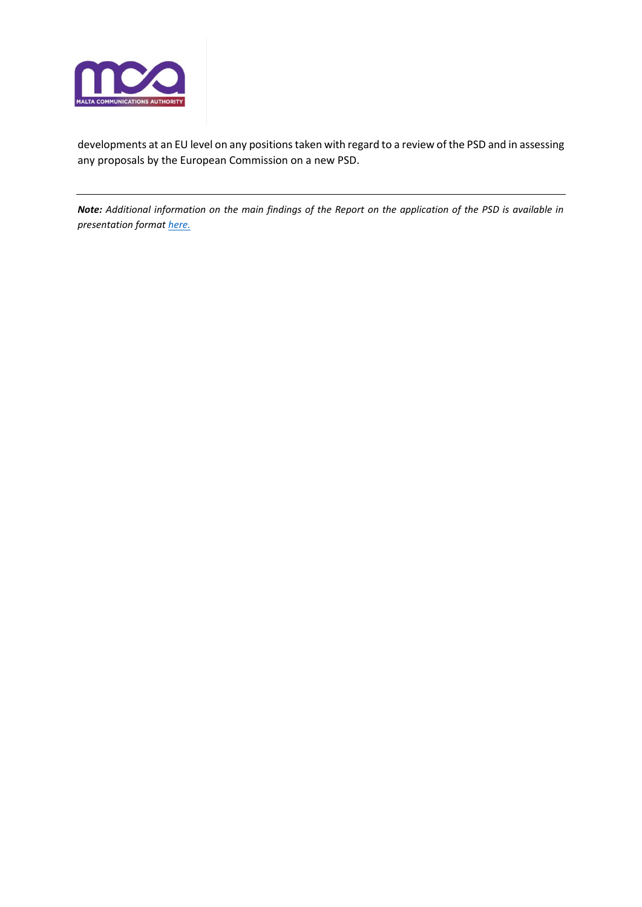developments at an EU level on any positions taken with regard to a review of the PSD and in assessing any proposals by the European Commission on a new PSD.

---

***Note:*** *Additional information on the main findings of the Report on the application of the PSD is available in presentation format [here.]()*